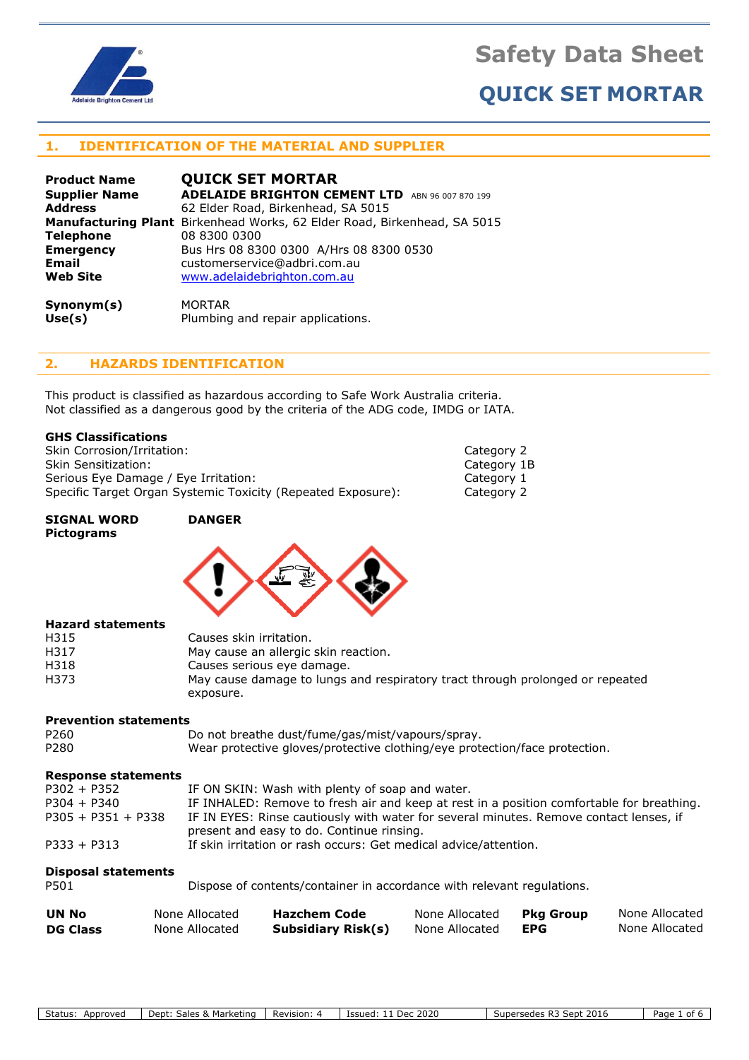# Safety Data Sheet

# QUICK SET MORTAR

## 1. IDENTIFICATION OF THE MATERIAL AND SUPPLIER

| | |
|---|---|
| **Product Name** | **QUICK SET MORTAR** |
| **Supplier Name** | **ADELAIDE BRIGHTON CEMENT LTD** ABN 96 007 870 199 |
| **Address** | 62 Elder Road, Birkenhead, SA 5015 |
| **Manufacturing Plant** | Birkenhead Works, 62 Elder Road, Birkenhead, SA 5015 |
| **Telephone** | 08 8300 0300 |
| **Emergency** | Bus Hrs 08 8300 0300 A/Hrs 08 8300 0530 |
| **Email** | customerservice@adbri.com.au |
| **Web Site** | www.adelaidebrighton.com.au |
| **Synonym(s)** | MORTAR |
| **Use(s)** | Plumbing and repair applications. |

## 2. HAZARDS IDENTIFICATION

This product is classified as hazardous according to Safe Work Australia criteria.
Not classified as a dangerous good by the criteria of the ADG code, IMDG or IATA.

**GHS Classifications**

| | |
|---|---|
| Skin Corrosion/Irritation: | Category 2 |
| Skin Sensitization: | Category 1B |
| Serious Eye Damage / Eye Irritation: | Category 1 |
| Specific Target Organ Systemic Toxicity (Repeated Exposure): | Category 2 |

**SIGNAL WORD** **DANGER**

**Pictograms**

**Hazard statements**

| | |
|---|---|
| H315 | Causes skin irritation. |
| H317 | May cause an allergic skin reaction. |
| H318 | Causes serious eye damage. |
| H373 | May cause damage to lungs and respiratory tract through prolonged or repeated exposure. |

**Prevention statements**

| | |
|---|---|
| P260 | Do not breathe dust/fume/gas/mist/vapours/spray. |
| P280 | Wear protective gloves/protective clothing/eye protection/face protection. |

**Response statements**

| | |
|---|---|
| P302 + P352 | IF ON SKIN: Wash with plenty of soap and water. |
| P304 + P340 | IF INHALED: Remove to fresh air and keep at rest in a position comfortable for breathing. |
| P305 + P351 + P338 | IF IN EYES: Rinse cautiously with water for several minutes. Remove contact lenses, if present and easy to do. Continue rinsing. |
| P333 + P313 | If skin irritation or rash occurs: Get medical advice/attention. |

**Disposal statements**

| | |
|---|---|
| P501 | Dispose of contents/container in accordance with relevant regulations. |

| | | | | | |
|---|---|---|---|---|---|
| **UN No** | None Allocated | **Hazchem Code** | None Allocated | **Pkg Group** | None Allocated |
| **DG Class** | None Allocated | **Subsidiary Risk(s)** | None Allocated | **EPG** | None Allocated |

| | | | | | |
|---|---|---|---|---|---|
| Status: Approved | Dept: Sales & Marketing | Revision: 4 | Issued: 11 Dec 2020 | Supersedes R3 Sept 2016 | |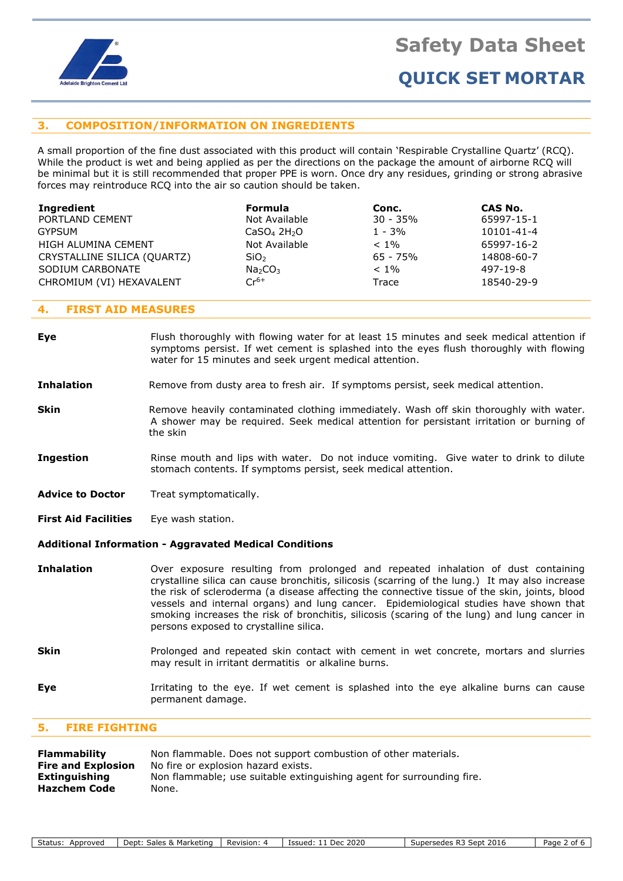## 3. COMPOSITION/INFORMATION ON INGREDIENTS

A small proportion of the fine dust associated with this product will contain 'Respirable Crystalline Quartz' (RCQ). While the product is wet and being applied as per the directions on the package the amount of airborne RCQ will be minimal but it is still recommended that proper PPE is worn. Once dry any residues, grinding or strong abrasive forces may reintroduce RCQ into the air so caution should be taken.

| Ingredient | Formula | Conc. | CAS No. |
|---|---|---|---|
| PORTLAND CEMENT | Not Available | 30 - 35% | 65997-15-1 |
| GYPSUM | $CaSO_4\ 2H_2O$ | 1 - 3% | 10101-41-4 |
| HIGH ALUMINA CEMENT | Not Available | < 1% | 65997-16-2 |
| CRYSTALLINE SILICA (QUARTZ) | $SiO_2$ | 65 - 75% | 14808-60-7 |
| SODIUM CARBONATE | $Na_2CO_3$ | < 1% | 497-19-8 |
| CHROMIUM (VI) HEXAVALENT | $Cr^{6+}$ | Trace | 18540-29-9 |

## 4. FIRST AID MEASURES

**Eye** Flush thoroughly with flowing water for at least 15 minutes and seek medical attention if symptoms persist. If wet cement is splashed into the eyes flush thoroughly with flowing water for 15 minutes and seek urgent medical attention.

**Inhalation** Remove from dusty area to fresh air. If symptoms persist, seek medical attention.

**Skin** Remove heavily contaminated clothing immediately. Wash off skin thoroughly with water. A shower may be required. Seek medical attention for persistant irritation or burning of the skin

**Ingestion** Rinse mouth and lips with water. Do not induce vomiting. Give water to drink to dilute stomach contents. If symptoms persist, seek medical attention.

**Advice to Doctor** Treat symptomatically.

**First Aid Facilities** Eye wash station.

### Additional Information - Aggravated Medical Conditions

**Inhalation** Over exposure resulting from prolonged and repeated inhalation of dust containing crystalline silica can cause bronchitis, silicosis (scarring of the lung.) It may also increase the risk of scleroderma (a disease affecting the connective tissue of the skin, joints, blood vessels and internal organs) and lung cancer. Epidemiological studies have shown that smoking increases the risk of bronchitis, silicosis (scaring of the lung) and lung cancer in persons exposed to crystalline silica.

**Skin** Prolonged and repeated skin contact with cement in wet concrete, mortars and slurries may result in irritant dermatitis or alkaline burns.

**Eye** Irritating to the eye. If wet cement is splashed into the eye alkaline burns can cause permanent damage.

## 5. FIRE FIGHTING

**Flammability** Non flammable. Does not support combustion of other materials.
**Fire and Explosion** No fire or explosion hazard exists.
**Extinguishing** Non flammable; use suitable extinguishing agent for surrounding fire.
**Hazchem Code** None.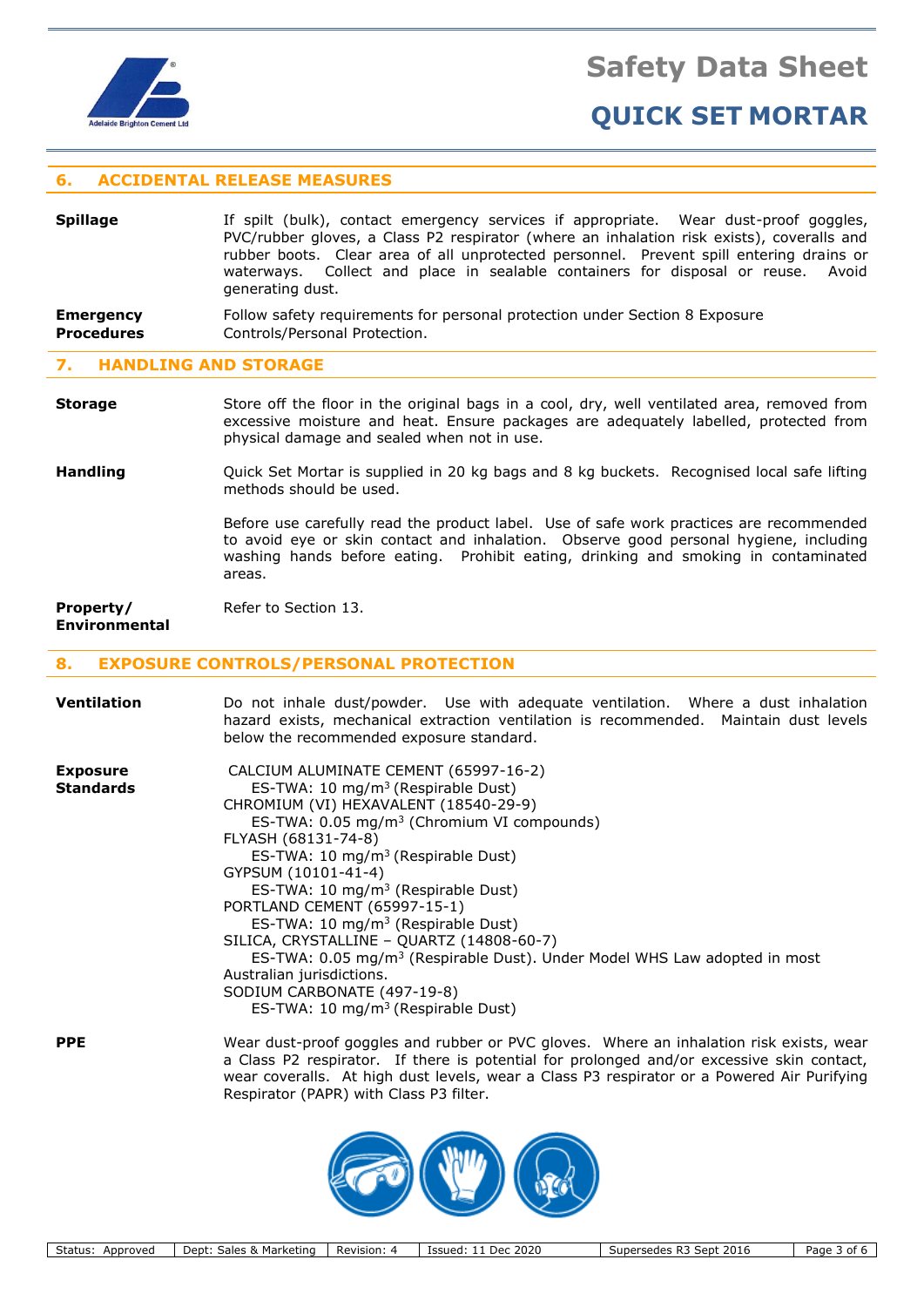## 6. ACCIDENTAL RELEASE MEASURES

**Spillage**

If spilt (bulk), contact emergency services if appropriate. Wear dust-proof goggles, PVC/rubber gloves, a Class P2 respirator (where an inhalation risk exists), coveralls and rubber boots. Clear area of all unprotected personnel. Prevent spill entering drains or waterways. Collect and place in sealable containers for disposal or reuse. Avoid generating dust.

**Emergency Procedures**

Follow safety requirements for personal protection under Section 8 Exposure Controls/Personal Protection.

## 7. HANDLING AND STORAGE

**Storage**

Store off the floor in the original bags in a cool, dry, well ventilated area, removed from excessive moisture and heat. Ensure packages are adequately labelled, protected from physical damage and sealed when not in use.

**Handling**

Quick Set Mortar is supplied in 20 kg bags and 8 kg buckets. Recognised local safe lifting methods should be used.

Before use carefully read the product label. Use of safe work practices are recommended to avoid eye or skin contact and inhalation. Observe good personal hygiene, including washing hands before eating. Prohibit eating, drinking and smoking in contaminated areas.

**Property/ Environmental**

Refer to Section 13.

## 8. EXPOSURE CONTROLS/PERSONAL PROTECTION

**Ventilation**

Do not inhale dust/powder. Use with adequate ventilation. Where a dust inhalation hazard exists, mechanical extraction ventilation is recommended. Maintain dust levels below the recommended exposure standard.

**Exposure Standards**

CALCIUM ALUMINATE CEMENT (65997-16-2)
ES-TWA: 10 mg/m$^3$ (Respirable Dust)
CHROMIUM (VI) HEXAVALENT (18540-29-9)
ES-TWA: 0.05 mg/m$^3$ (Chromium VI compounds)
FLYASH (68131-74-8)
ES-TWA: 10 mg/m$^3$ (Respirable Dust)
GYPSUM (10101-41-4)
ES-TWA: 10 mg/m$^3$ (Respirable Dust)
PORTLAND CEMENT (65997-15-1)
ES-TWA: 10 mg/m$^3$ (Respirable Dust)
SILICA, CRYSTALLINE – QUARTZ (14808-60-7)
ES-TWA: 0.05 mg/m$^3$ (Respirable Dust). Under Model WHS Law adopted in most Australian jurisdictions.
SODIUM CARBONATE (497-19-8)
ES-TWA: 10 mg/m$^3$ (Respirable Dust)

**PPE**

Wear dust-proof goggles and rubber or PVC gloves. Where an inhalation risk exists, wear a Class P2 respirator. If there is potential for prolonged and/or excessive skin contact, wear coveralls. At high dust levels, wear a Class P3 respirator or a Powered Air Purifying Respirator (PAPR) with Class P3 filter.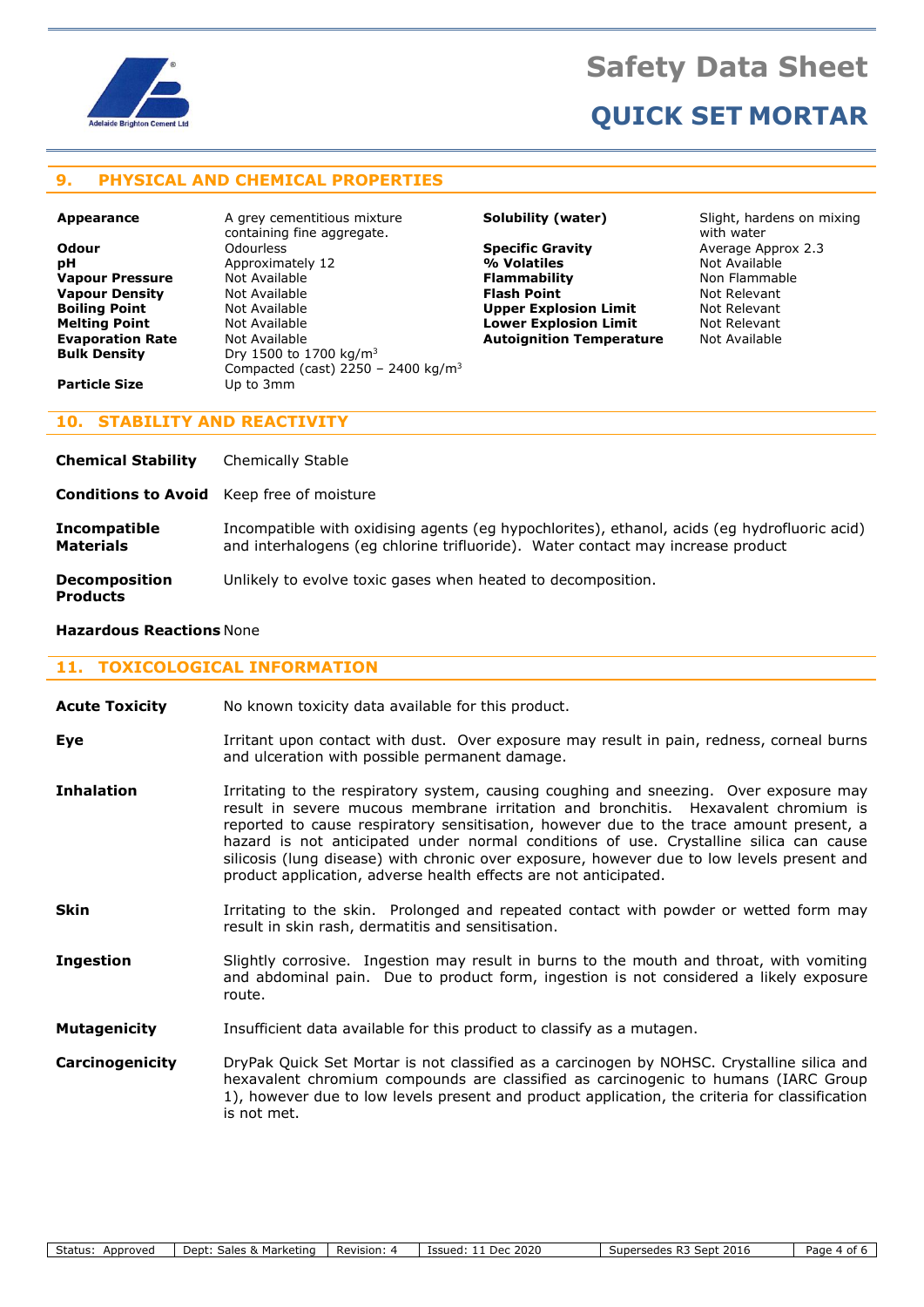## 9. PHYSICAL AND CHEMICAL PROPERTIES

| Property | Value | Property | Value |
|---|---|---|---|
| **Appearance** | A grey cementitious mixture containing fine aggregate. | **Solubility (water)** | Slight, hardens on mixing with water |
| **Odour** | Odourless | **Specific Gravity** | Average Approx 2.3 |
| **pH** | Approximately 12 | **% Volatiles** | Not Available |
| **Vapour Pressure** | Not Available | **Flammability** | Non Flammable |
| **Vapour Density** | Not Available | **Flash Point** | Not Relevant |
| **Boiling Point** | Not Available | **Upper Explosion Limit** | Not Relevant |
| **Melting Point** | Not Available | **Lower Explosion Limit** | Not Relevant |
| **Evaporation Rate** | Not Available | **Autoignition Temperature** | Not Available |
| **Bulk Density** | Dry 1500 to 1700 kg/m$^3$ Compacted (cast) 2250 – 2400 kg/m$^3$ | | |
| **Particle Size** | Up to 3mm | | |

## 10. STABILITY AND REACTIVITY

**Chemical Stability** Chemically Stable

**Conditions to Avoid** Keep free of moisture

**Incompatible Materials** Incompatible with oxidising agents (eg hypochlorites), ethanol, acids (eg hydrofluoric acid) and interhalogens (eg chlorine trifluoride). Water contact may increase product

**Decomposition Products** Unlikely to evolve toxic gases when heated to decomposition.

**Hazardous Reactions** None

## 11. TOXICOLOGICAL INFORMATION

**Acute Toxicity** No known toxicity data available for this product.

**Eye** Irritant upon contact with dust. Over exposure may result in pain, redness, corneal burns and ulceration with possible permanent damage.

**Inhalation** Irritating to the respiratory system, causing coughing and sneezing. Over exposure may result in severe mucous membrane irritation and bronchitis. Hexavalent chromium is reported to cause respiratory sensitisation, however due to the trace amount present, a hazard is not anticipated under normal conditions of use. Crystalline silica can cause silicosis (lung disease) with chronic over exposure, however due to low levels present and product application, adverse health effects are not anticipated.

**Skin** Irritating to the skin. Prolonged and repeated contact with powder or wetted form may result in skin rash, dermatitis and sensitisation.

**Ingestion** Slightly corrosive. Ingestion may result in burns to the mouth and throat, with vomiting and abdominal pain. Due to product form, ingestion is not considered a likely exposure route.

**Mutagenicity** Insufficient data available for this product to classify as a mutagen.

**Carcinogenicity** DryPak Quick Set Mortar is not classified as a carcinogen by NOHSC. Crystalline silica and hexavalent chromium compounds are classified as carcinogenic to humans (IARC Group 1), however due to low levels present and product application, the criteria for classification is not met.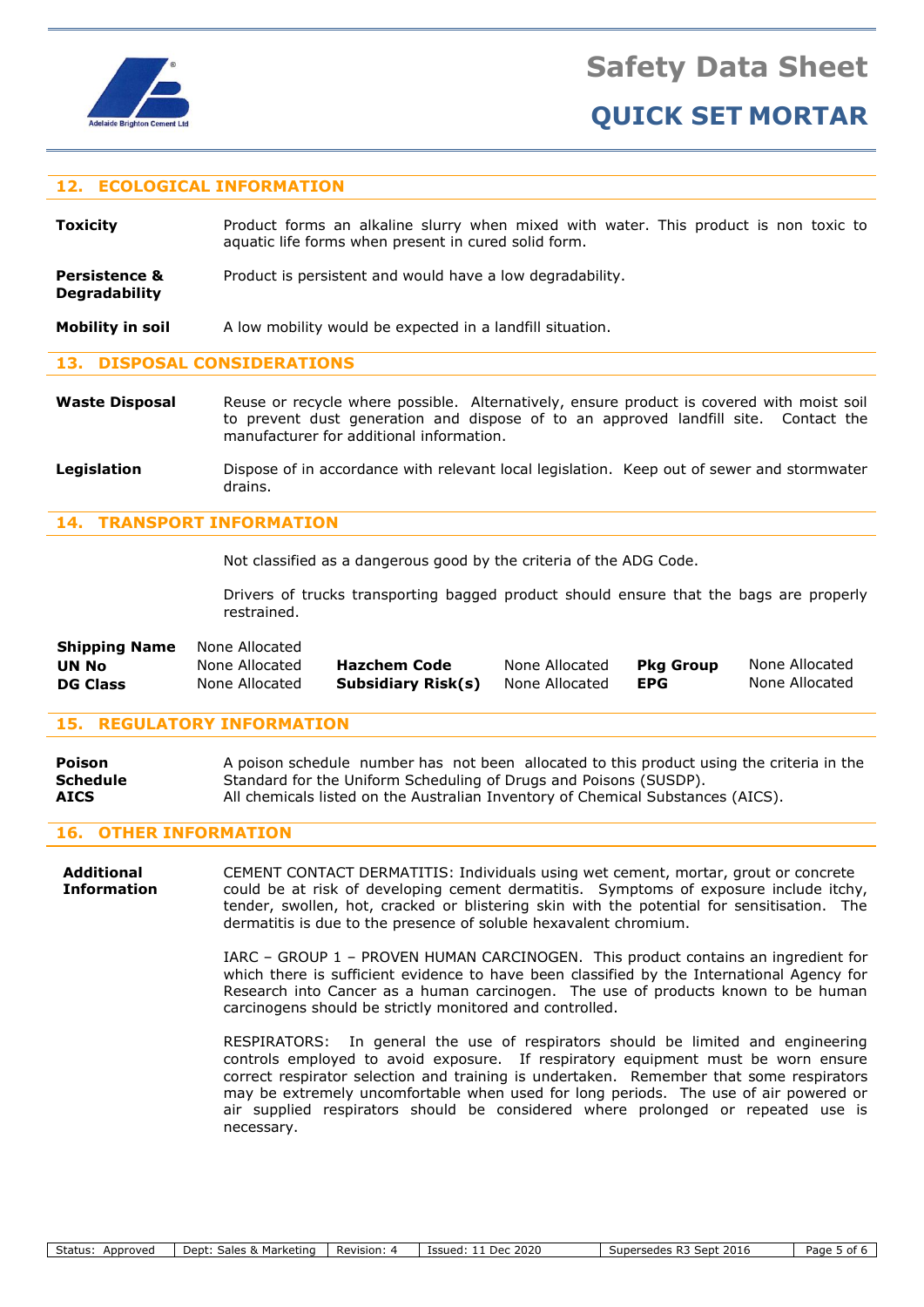## 12. ECOLOGICAL INFORMATION

**Toxicity** Product forms an alkaline slurry when mixed with water. This product is non toxic to aquatic life forms when present in cured solid form.

**Persistence & Degradability** Product is persistent and would have a low degradability.

**Mobility in soil** A low mobility would be expected in a landfill situation.

## 13. DISPOSAL CONSIDERATIONS

**Waste Disposal** Reuse or recycle where possible. Alternatively, ensure product is covered with moist soil to prevent dust generation and dispose of to an approved landfill site. Contact the manufacturer for additional information.

**Legislation** Dispose of in accordance with relevant local legislation. Keep out of sewer and stormwater drains.

## 14. TRANSPORT INFORMATION

Not classified as a dangerous good by the criteria of the ADG Code.

Drivers of trucks transporting bagged product should ensure that the bags are properly restrained.

| | | | | | |
|---|---|---|---|---|---|
| **Shipping Name** | None Allocated | | | | |
| **UN No** | None Allocated | **Hazchem Code** | None Allocated | **Pkg Group** | None Allocated |
| **DG Class** | None Allocated | **Subsidiary Risk(s)** | None Allocated | **EPG** | None Allocated |

## 15. REGULATORY INFORMATION

**Poison Schedule** A poison schedule number has not been allocated to this product using the criteria in the Standard for the Uniform Scheduling of Drugs and Poisons (SUSDP).

**AICS** All chemicals listed on the Australian Inventory of Chemical Substances (AICS).

## 16. OTHER INFORMATION

**Additional Information**

CEMENT CONTACT DERMATITIS: Individuals using wet cement, mortar, grout or concrete could be at risk of developing cement dermatitis. Symptoms of exposure include itchy, tender, swollen, hot, cracked or blistering skin with the potential for sensitisation. The dermatitis is due to the presence of soluble hexavalent chromium.

IARC – GROUP 1 – PROVEN HUMAN CARCINOGEN. This product contains an ingredient for which there is sufficient evidence to have been classified by the International Agency for Research into Cancer as a human carcinogen. The use of products known to be human carcinogens should be strictly monitored and controlled.

RESPIRATORS: In general the use of respirators should be limited and engineering controls employed to avoid exposure. If respiratory equipment must be worn ensure correct respirator selection and training is undertaken. Remember that some respirators may be extremely uncomfortable when used for long periods. The use of air powered or air supplied respirators should be considered where prolonged or repeated use is necessary.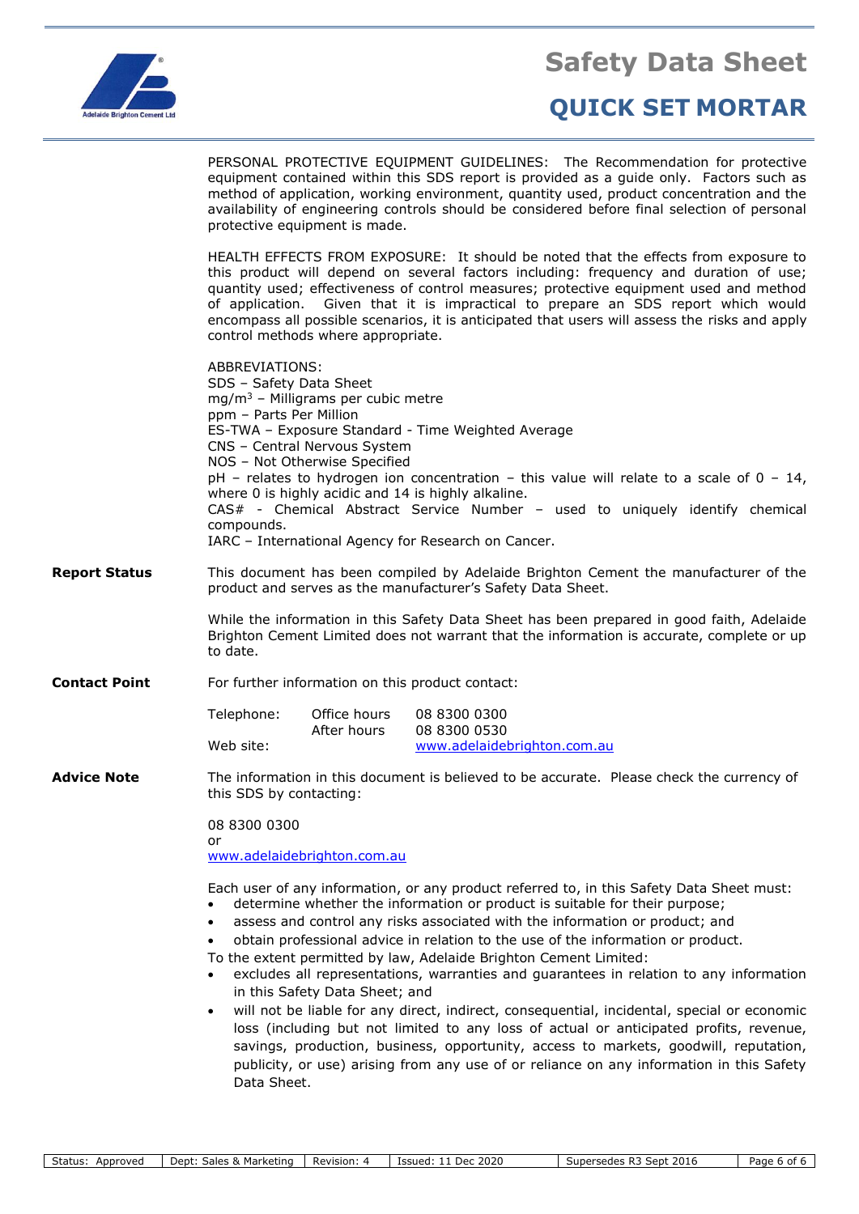PERSONAL PROTECTIVE EQUIPMENT GUIDELINES: The Recommendation for protective equipment contained within this SDS report is provided as a guide only. Factors such as method of application, working environment, quantity used, product concentration and the availability of engineering controls should be considered before final selection of personal protective equipment is made.

HEALTH EFFECTS FROM EXPOSURE: It should be noted that the effects from exposure to this product will depend on several factors including: frequency and duration of use; quantity used; effectiveness of control measures; protective equipment used and method of application. Given that it is impractical to prepare an SDS report which would encompass all possible scenarios, it is anticipated that users will assess the risks and apply control methods where appropriate.

ABBREVIATIONS:
SDS – Safety Data Sheet
$mg/m^3$ – Milligrams per cubic metre
ppm – Parts Per Million
ES-TWA – Exposure Standard - Time Weighted Average
CNS – Central Nervous System
NOS – Not Otherwise Specified
pH – relates to hydrogen ion concentration – this value will relate to a scale of 0 – 14, where 0 is highly acidic and 14 is highly alkaline.
CAS# - Chemical Abstract Service Number – used to uniquely identify chemical compounds.
IARC – International Agency for Research on Cancer.

**Report Status**

This document has been compiled by Adelaide Brighton Cement the manufacturer of the product and serves as the manufacturer's Safety Data Sheet.

While the information in this Safety Data Sheet has been prepared in good faith, Adelaide Brighton Cement Limited does not warrant that the information is accurate, complete or up to date.

**Contact Point**

For further information on this product contact:

| | | |
|---|---|---|
| Telephone: | Office hours | 08 8300 0300 |
| | After hours | 08 8300 0530 |
| Web site: | | www.adelaidebrighton.com.au |

**Advice Note**

The information in this document is believed to be accurate. Please check the currency of this SDS by contacting:

08 8300 0300
or
www.adelaidebrighton.com.au

Each user of any information, or any product referred to, in this Safety Data Sheet must:

- determine whether the information or product is suitable for their purpose;
- assess and control any risks associated with the information or product; and
- obtain professional advice in relation to the use of the information or product.

To the extent permitted by law, Adelaide Brighton Cement Limited:

- excludes all representations, warranties and guarantees in relation to any information in this Safety Data Sheet; and
- will not be liable for any direct, indirect, consequential, incidental, special or economic loss (including but not limited to any loss of actual or anticipated profits, revenue, savings, production, business, opportunity, access to markets, goodwill, reputation, publicity, or use) arising from any use of or reliance on any information in this Safety Data Sheet.